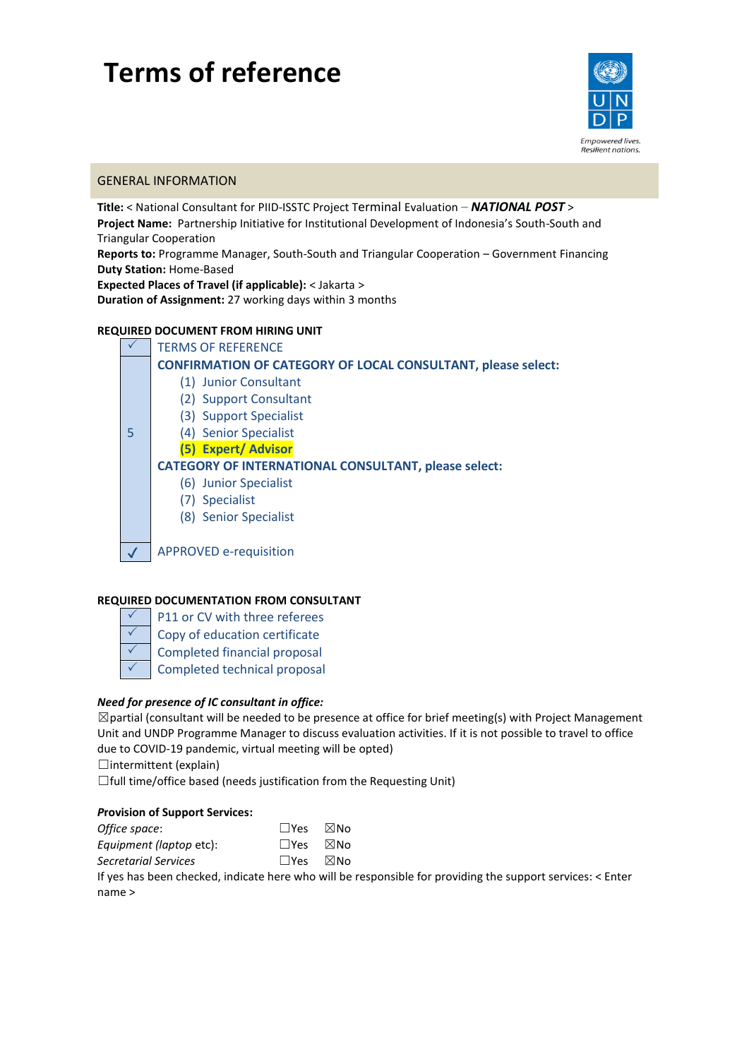// Terms of reference

## GENERAL INFORMATION

**Title:** < National Consultant for PIID-ISSTC Project Terminal Evaluation – ***NATIONAL POST*** >
**Project Name:** Partnership Initiative for Institutional Development of Indonesia's South-South and Triangular Cooperation
**Reports to:** Programme Manager, South-South and Triangular Cooperation – Government Financing
**Duty Station:** Home-Based
**Expected Places of Travel (if applicable):** < Jakarta >
**Duration of Assignment:** 27 working days within 3 months

**REQUIRED DOCUMENT FROM HIRING UNIT**

| | |
|---|---|
| ✓ | TERMS OF REFERENCE |
| 5 | **CONFIRMATION OF CATEGORY OF LOCAL CONSULTANT, please select:**<br>(1) Junior Consultant<br>(2) Support Consultant<br>(3) Support Specialist<br>(4) Senior Specialist<br>**(5) Expert/ Advisor**<br>**CATEGORY OF INTERNATIONAL CONSULTANT, please select:**<br>(6) Junior Specialist<br>(7) Specialist<br>(8) Senior Specialist |
| ✓ | APPROVED e-requisition |

**REQUIRED DOCUMENTATION FROM CONSULTANT**

| | |
|---|---|
| ✓ | P11 or CV with three referees |
| ✓ | Copy of education certificate |
| ✓ | Completed financial proposal |
| ✓ | Completed technical proposal |

***Need for presence of IC consultant in office:***
☒partial (consultant will be needed to be presence at office for brief meeting(s) with Project Management Unit and UNDP Programme Manager to discuss evaluation activities. If it is not possible to travel to office due to COVID-19 pandemic, virtual meeting will be opted)
☐intermittent (explain)
☐full time/office based (needs justification from the Requesting Unit)

***Provision of Support Services:***

| | | |
|---|---|---|
| *Office space*: | ☐Yes | ☒No |
| *Equipment (laptop etc)*: | ☐Yes | ☒No |
| *Secretarial Services* | ☐Yes | ☒No |

If yes has been checked, indicate here who will be responsible for providing the support services: < Enter name >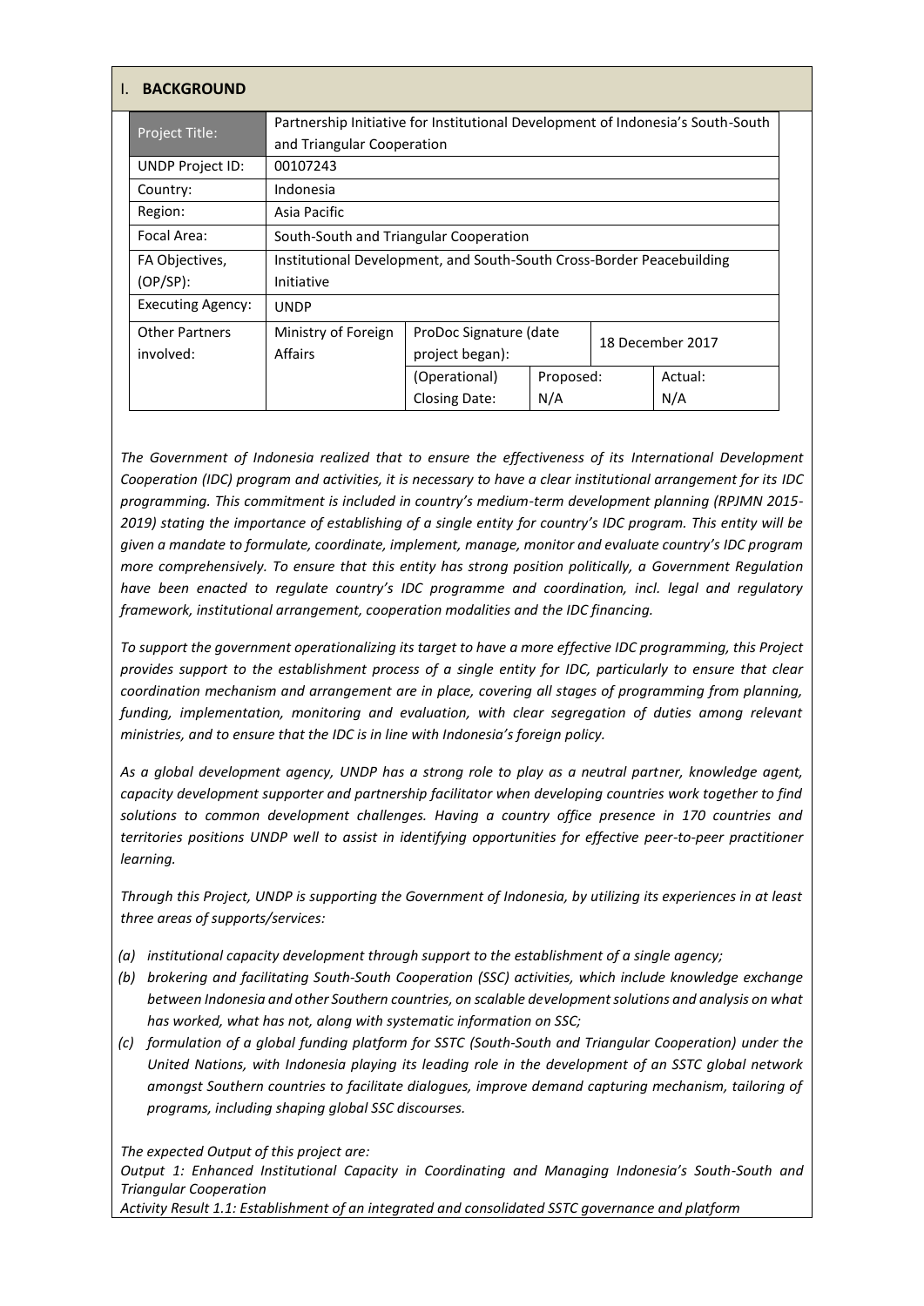## I. BACKGROUND

| Project Title: | Partnership Initiative for Institutional Development of Indonesia's South-South and Triangular Cooperation | | | |
|---|---|---|---|---|
| UNDP Project ID: | 00107243 | | | |
| Country: | Indonesia | | | |
| Region: | Asia Pacific | | | |
| Focal Area: | South-South and Triangular Cooperation | | | |
| FA Objectives, (OP/SP): | Institutional Development, and South-South Cross-Border Peacebuilding Initiative | | | |
| Executing Agency: | UNDP | | | |
| Other Partners involved: | Ministry of Foreign Affairs | ProDoc Signature (date project began): | 18 December 2017 | |
| | | (Operational) Closing Date: | Proposed: N/A | Actual: N/A |

*The Government of Indonesia realized that to ensure the effectiveness of its International Development Cooperation (IDC) program and activities, it is necessary to have a clear institutional arrangement for its IDC programming. This commitment is included in country's medium-term development planning (RPJMN 2015-2019) stating the importance of establishing of a single entity for country's IDC program. This entity will be given a mandate to formulate, coordinate, implement, manage, monitor and evaluate country's IDC program more comprehensively. To ensure that this entity has strong position politically, a Government Regulation have been enacted to regulate country's IDC programme and coordination, incl. legal and regulatory framework, institutional arrangement, cooperation modalities and the IDC financing.*

*To support the government operationalizing its target to have a more effective IDC programming, this Project provides support to the establishment process of a single entity for IDC, particularly to ensure that clear coordination mechanism and arrangement are in place, covering all stages of programming from planning, funding, implementation, monitoring and evaluation, with clear segregation of duties among relevant ministries, and to ensure that the IDC is in line with Indonesia's foreign policy.*

*As a global development agency, UNDP has a strong role to play as a neutral partner, knowledge agent, capacity development supporter and partnership facilitator when developing countries work together to find solutions to common development challenges. Having a country office presence in 170 countries and territories positions UNDP well to assist in identifying opportunities for effective peer-to-peer practitioner learning.*

*Through this Project, UNDP is supporting the Government of Indonesia, by utilizing its experiences in at least three areas of supports/services:*

*(a) institutional capacity development through support to the establishment of a single agency;*
*(b) brokering and facilitating South-South Cooperation (SSC) activities, which include knowledge exchange between Indonesia and other Southern countries, on scalable development solutions and analysis on what has worked, what has not, along with systematic information on SSC;*
*(c) formulation of a global funding platform for SSTC (South-South and Triangular Cooperation) under the United Nations, with Indonesia playing its leading role in the development of an SSTC global network amongst Southern countries to facilitate dialogues, improve demand capturing mechanism, tailoring of programs, including shaping global SSC discourses.*

*The expected Output of this project are:*
*Output 1: Enhanced Institutional Capacity in Coordinating and Managing Indonesia's South-South and Triangular Cooperation*
*Activity Result 1.1: Establishment of an integrated and consolidated SSTC governance and platform*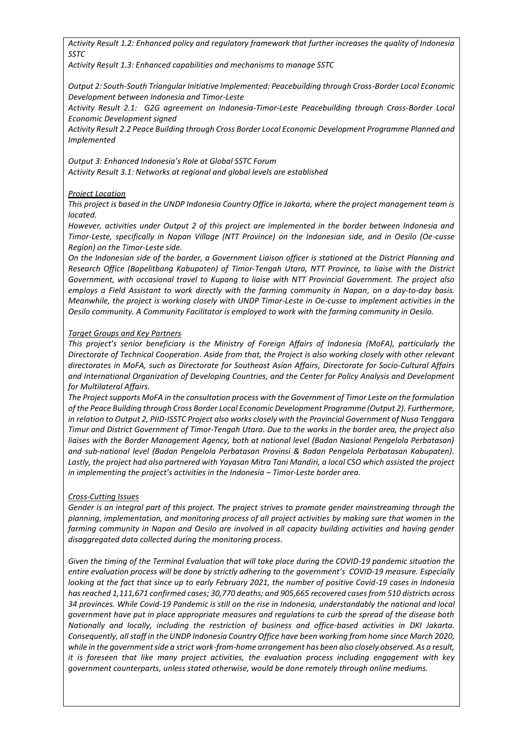*Activity Result 1.2: Enhanced policy and regulatory framework that further increases the quality of Indonesia SSTC*

*Activity Result 1.3: Enhanced capabilities and mechanisms to manage SSTC*

*Output 2: South-South Triangular Initiative Implemented: Peacebuilding through Cross-Border Local Economic Development between Indonesia and Timor-Leste*

*Activity Result 2.1: G2G agreement on Indonesia-Timor-Leste Peacebuilding through Cross-Border Local Economic Development signed*

*Activity Result 2.2 Peace Building through Cross Border Local Economic Development Programme Planned and Implemented*

*Output 3: Enhanced Indonesia's Role at Global SSTC Forum*

*Activity Result 3.1: Networks at regional and global levels are established*

*Project Location*

*This project is based in the UNDP Indonesia Country Office in Jakarta, where the project management team is located.*

*However, activities under Output 2 of this project are implemented in the border between Indonesia and Timor-Leste, specifically in Napan Village (NTT Province) on the Indonesian side, and in Oesilo (Oe-cusse Region) on the Timor-Leste side.*

*On the Indonesian side of the border, a Government Liaison officer is stationed at the District Planning and Research Office (Bapelitbang Kabupaten) of Timor-Tengah Utara, NTT Province, to liaise with the District Government, with occasional travel to Kupang to liaise with NTT Provincial Government. The project also employs a Field Assistant to work directly with the farming community in Napan, on a day-to-day basis. Meanwhile, the project is working closely with UNDP Timor-Leste in Oe-cusse to implement activities in the Oesilo community. A Community Facilitator is employed to work with the farming community in Oesilo.*

*Target Groups and Key Partners*

*This project's senior beneficiary is the Ministry of Foreign Affairs of Indonesia (MoFA), particularly the Directorate of Technical Cooperation. Aside from that, the Project is also working closely with other relevant directorates in MoFA, such as Directorate for Southeast Asian Affairs, Directorate for Socio-Cultural Affairs and International Organization of Developing Countries, and the Center for Policy Analysis and Development for Multilateral Affairs.*

*The Project supports MoFA in the consultation process with the Government of Timor Leste on the formulation of the Peace Building through Cross Border Local Economic Development Programme (Output 2). Furthermore, in relation to Output 2, PIID-ISSTC Project also works closely with the Provincial Government of Nusa Tenggara Timur and District Government of Timor-Tengah Utara. Due to the works in the border area, the project also liaises with the Border Management Agency, both at national level (Badan Nasional Pengelola Perbatasan) and sub-national level (Badan Pengelola Perbatasan Provinsi & Badan Pengelola Perbatasan Kabupaten). Lastly, the project had also partnered with Yayasan Mitra Tani Mandiri, a local CSO which assisted the project in implementing the project's activities in the Indonesia – Timor-Leste border area.*

*Cross-Cutting Issues*

*Gender is an integral part of this project. The project strives to promote gender mainstreaming through the planning, implementation, and monitoring process of all project activities by making sure that women in the farming community in Napan and Oesilo are involved in all capacity building activities and having gender disaggregated data collected during the monitoring process.*

*Given the timing of the Terminal Evaluation that will take place during the COVID-19 pandemic situation the entire evaluation process will be done by strictly adhering to the government's COVID-19 measure. Especially looking at the fact that since up to early February 2021, the number of positive Covid-19 cases in Indonesia has reached 1,111,671 confirmed cases; 30,770 deaths; and 905,665 recovered cases from 510 districts across 34 provinces. While Covid-19 Pandemic is still on the rise in Indonesia, understandably the national and local government have put in place appropriate measures and regulations to curb the spread of the disease both Nationally and locally, including the restriction of business and office-based activities in DKI Jakarta. Consequently, all staff in the UNDP Indonesia Country Office have been working from home since March 2020, while in the government side a strict work-from-home arrangement has been also closely observed. As a result, it is foreseen that like many project activities, the evaluation process including engagement with key government counterparts, unless stated otherwise, would be done remotely through online mediums.*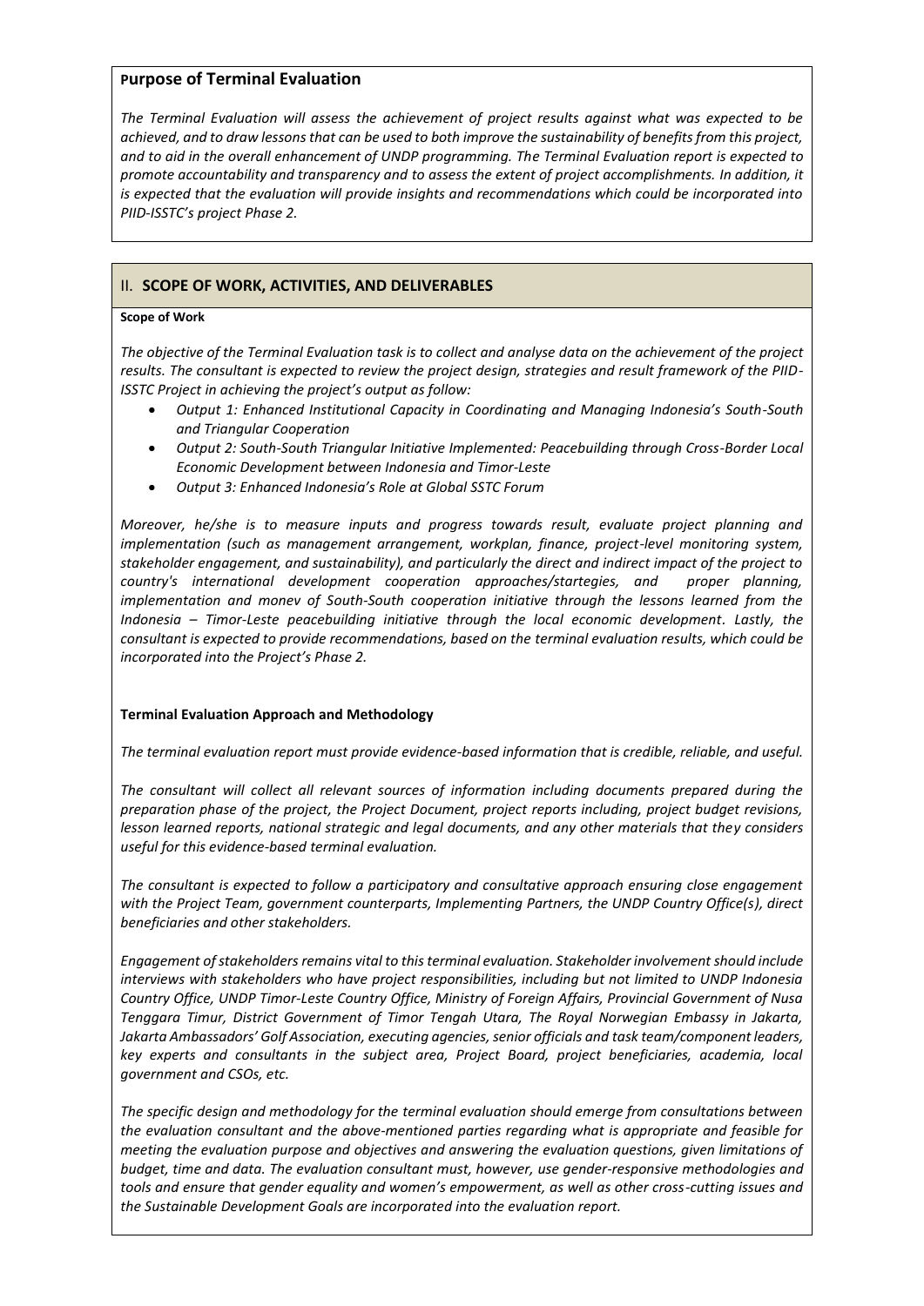## Purpose of Terminal Evaluation

*The Terminal Evaluation will assess the achievement of project results against what was expected to be achieved, and to draw lessons that can be used to both improve the sustainability of benefits from this project, and to aid in the overall enhancement of UNDP programming. The Terminal Evaluation report is expected to promote accountability and transparency and to assess the extent of project accomplishments. In addition, it is expected that the evaluation will provide insights and recommendations which could be incorporated into PIID-ISSTC's project Phase 2.*

## II. SCOPE OF WORK, ACTIVITIES, AND DELIVERABLES

**Scope of Work**

*The objective of the Terminal Evaluation task is to collect and analyse data on the achievement of the project results. The consultant is expected to review the project design, strategies and result framework of the PIID-ISSTC Project in achieving the project's output as follow:*

- *Output 1: Enhanced Institutional Capacity in Coordinating and Managing Indonesia's South-South and Triangular Cooperation*
- *Output 2: South-South Triangular Initiative Implemented: Peacebuilding through Cross-Border Local Economic Development between Indonesia and Timor-Leste*
- *Output 3: Enhanced Indonesia's Role at Global SSTC Forum*

*Moreover, he/she is to measure inputs and progress towards result, evaluate project planning and implementation (such as management arrangement, workplan, finance, project-level monitoring system, stakeholder engagement, and sustainability), and particularly the direct and indirect impact of the project to country's international development cooperation approaches/startegies, and proper planning, implementation and monev of South-South cooperation initiative through the lessons learned from the Indonesia – Timor-Leste peacebuilding initiative through the local economic development. Lastly, the consultant is expected to provide recommendations, based on the terminal evaluation results, which could be incorporated into the Project's Phase 2.*

**Terminal Evaluation Approach and Methodology**

*The terminal evaluation report must provide evidence-based information that is credible, reliable, and useful.*

*The consultant will collect all relevant sources of information including documents prepared during the preparation phase of the project, the Project Document, project reports including, project budget revisions, lesson learned reports, national strategic and legal documents, and any other materials that they considers useful for this evidence-based terminal evaluation.*

*The consultant is expected to follow a participatory and consultative approach ensuring close engagement with the Project Team, government counterparts, Implementing Partners, the UNDP Country Office(s), direct beneficiaries and other stakeholders.*

*Engagement of stakeholders remains vital to this terminal evaluation. Stakeholder involvement should include interviews with stakeholders who have project responsibilities, including but not limited to UNDP Indonesia Country Office, UNDP Timor-Leste Country Office, Ministry of Foreign Affairs, Provincial Government of Nusa Tenggara Timur, District Government of Timor Tengah Utara, The Royal Norwegian Embassy in Jakarta, Jakarta Ambassadors' Golf Association, executing agencies, senior officials and task team/component leaders, key experts and consultants in the subject area, Project Board, project beneficiaries, academia, local government and CSOs, etc.*

*The specific design and methodology for the terminal evaluation should emerge from consultations between the evaluation consultant and the above-mentioned parties regarding what is appropriate and feasible for meeting the evaluation purpose and objectives and answering the evaluation questions, given limitations of budget, time and data. The evaluation consultant must, however, use gender-responsive methodologies and tools and ensure that gender equality and women's empowerment, as well as other cross-cutting issues and the Sustainable Development Goals are incorporated into the evaluation report.*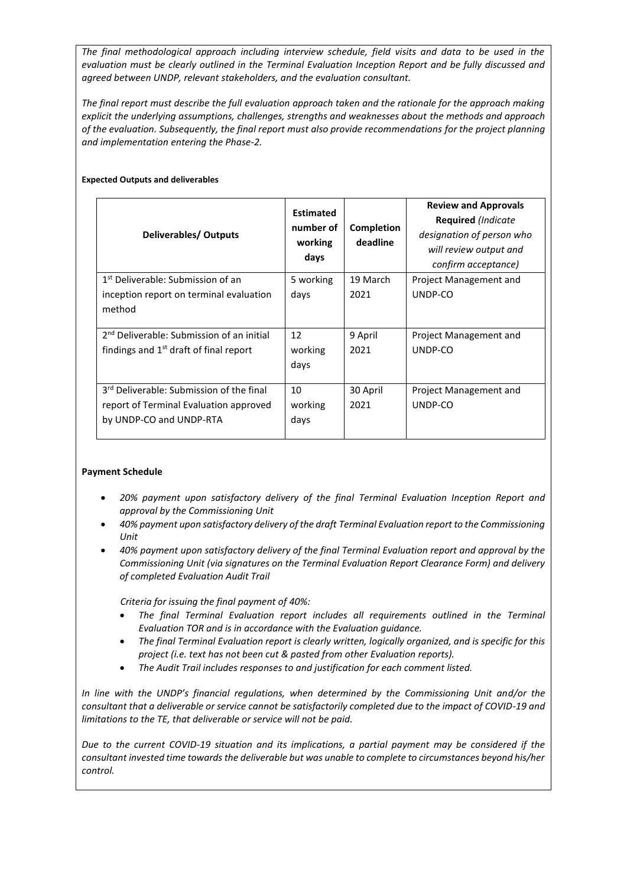*The final methodological approach including interview schedule, field visits and data to be used in the evaluation must be clearly outlined in the Terminal Evaluation Inception Report and be fully discussed and agreed between UNDP, relevant stakeholders, and the evaluation consultant.*

*The final report must describe the full evaluation approach taken and the rationale for the approach making explicit the underlying assumptions, challenges, strengths and weaknesses about the methods and approach of the evaluation. Subsequently, the final report must also provide recommendations for the project planning and implementation entering the Phase-2.*

**Expected Outputs and deliverables**

| **Deliverables/ Outputs** | **Estimated number of working days** | **Completion deadline** | **Review and Approvals Required** *(Indicate designation of person who will review output and confirm acceptance)* |
|---|---|---|---|
| 1st Deliverable: Submission of an inception report on terminal evaluation method | 5 working days | 19 March 2021 | Project Management and UNDP-CO |
| 2nd Deliverable: Submission of an initial findings and 1st draft of final report | 12 working days | 9 April 2021 | Project Management and UNDP-CO |
| 3rd Deliverable: Submission of the final report of Terminal Evaluation approved by UNDP-CO and UNDP-RTA | 10 working days | 30 April 2021 | Project Management and UNDP-CO |

**Payment Schedule**

- *20% payment upon satisfactory delivery of the final Terminal Evaluation Inception Report and approval by the Commissioning Unit*
- *40% payment upon satisfactory delivery of the draft Terminal Evaluation report to the Commissioning Unit*
- *40% payment upon satisfactory delivery of the final Terminal Evaluation report and approval by the Commissioning Unit (via signatures on the Terminal Evaluation Report Clearance Form) and delivery of completed Evaluation Audit Trail*

  *Criteria for issuing the final payment of 40%:*
  - *The final Terminal Evaluation report includes all requirements outlined in the Terminal Evaluation TOR and is in accordance with the Evaluation guidance.*
  - *The final Terminal Evaluation report is clearly written, logically organized, and is specific for this project (i.e. text has not been cut & pasted from other Evaluation reports).*
  - *The Audit Trail includes responses to and justification for each comment listed.*

*In line with the UNDP's financial regulations, when determined by the Commissioning Unit and/or the consultant that a deliverable or service cannot be satisfactorily completed due to the impact of COVID-19 and limitations to the TE, that deliverable or service will not be paid.*

*Due to the current COVID-19 situation and its implications, a partial payment may be considered if the consultant invested time towards the deliverable but was unable to complete to circumstances beyond his/her control.*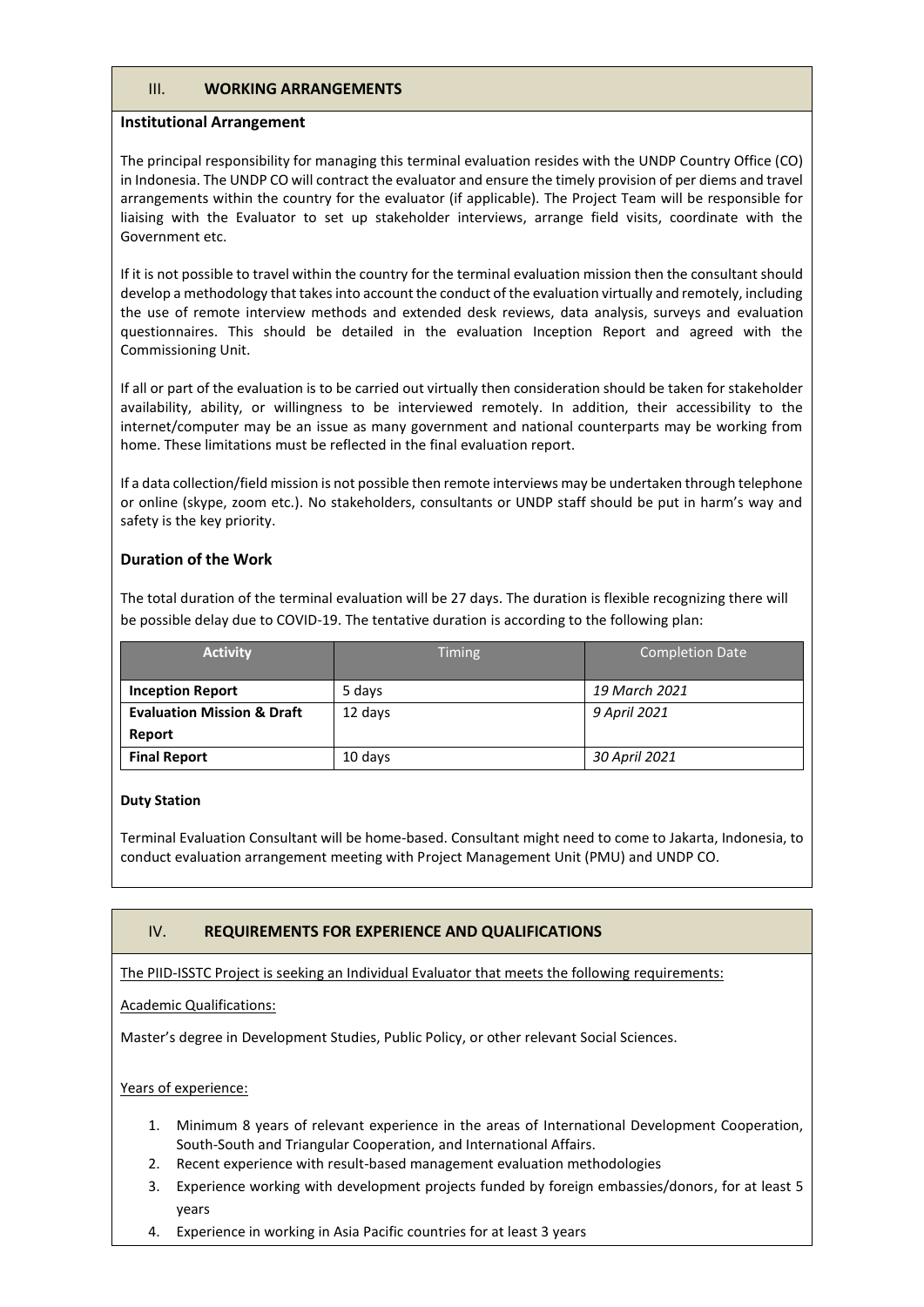## III. WORKING ARRANGEMENTS

**Institutional Arrangement**

The principal responsibility for managing this terminal evaluation resides with the UNDP Country Office (CO) in Indonesia. The UNDP CO will contract the evaluator and ensure the timely provision of per diems and travel arrangements within the country for the evaluator (if applicable). The Project Team will be responsible for liaising with the Evaluator to set up stakeholder interviews, arrange field visits, coordinate with the Government etc.

If it is not possible to travel within the country for the terminal evaluation mission then the consultant should develop a methodology that takes into account the conduct of the evaluation virtually and remotely, including the use of remote interview methods and extended desk reviews, data analysis, surveys and evaluation questionnaires. This should be detailed in the evaluation Inception Report and agreed with the Commissioning Unit.

If all or part of the evaluation is to be carried out virtually then consideration should be taken for stakeholder availability, ability, or willingness to be interviewed remotely. In addition, their accessibility to the internet/computer may be an issue as many government and national counterparts may be working from home. These limitations must be reflected in the final evaluation report.

If a data collection/field mission is not possible then remote interviews may be undertaken through telephone or online (skype, zoom etc.). No stakeholders, consultants or UNDP staff should be put in harm's way and safety is the key priority.

### Duration of the Work

The total duration of the terminal evaluation will be 27 days. The duration is flexible recognizing there will be possible delay due to COVID-19. The tentative duration is according to the following plan:

| Activity | Timing | Completion Date |
|---|---|---|
| **Inception Report** | 5 days | *19 March 2021* |
| **Evaluation Mission & Draft Report** | 12 days | *9 April 2021* |
| **Final Report** | 10 days | *30 April 2021* |

**Duty Station**

Terminal Evaluation Consultant will be home-based. Consultant might need to come to Jakarta, Indonesia, to conduct evaluation arrangement meeting with Project Management Unit (PMU) and UNDP CO.

## IV. REQUIREMENTS FOR EXPERIENCE AND QUALIFICATIONS

The PIID-ISSTC Project is seeking an Individual Evaluator that meets the following requirements:

Academic Qualifications:

Master's degree in Development Studies, Public Policy, or other relevant Social Sciences.

Years of experience:

1. Minimum 8 years of relevant experience in the areas of International Development Cooperation, South-South and Triangular Cooperation, and International Affairs.
2. Recent experience with result-based management evaluation methodologies
3. Experience working with development projects funded by foreign embassies/donors, for at least 5 years
4. Experience in working in Asia Pacific countries for at least 3 years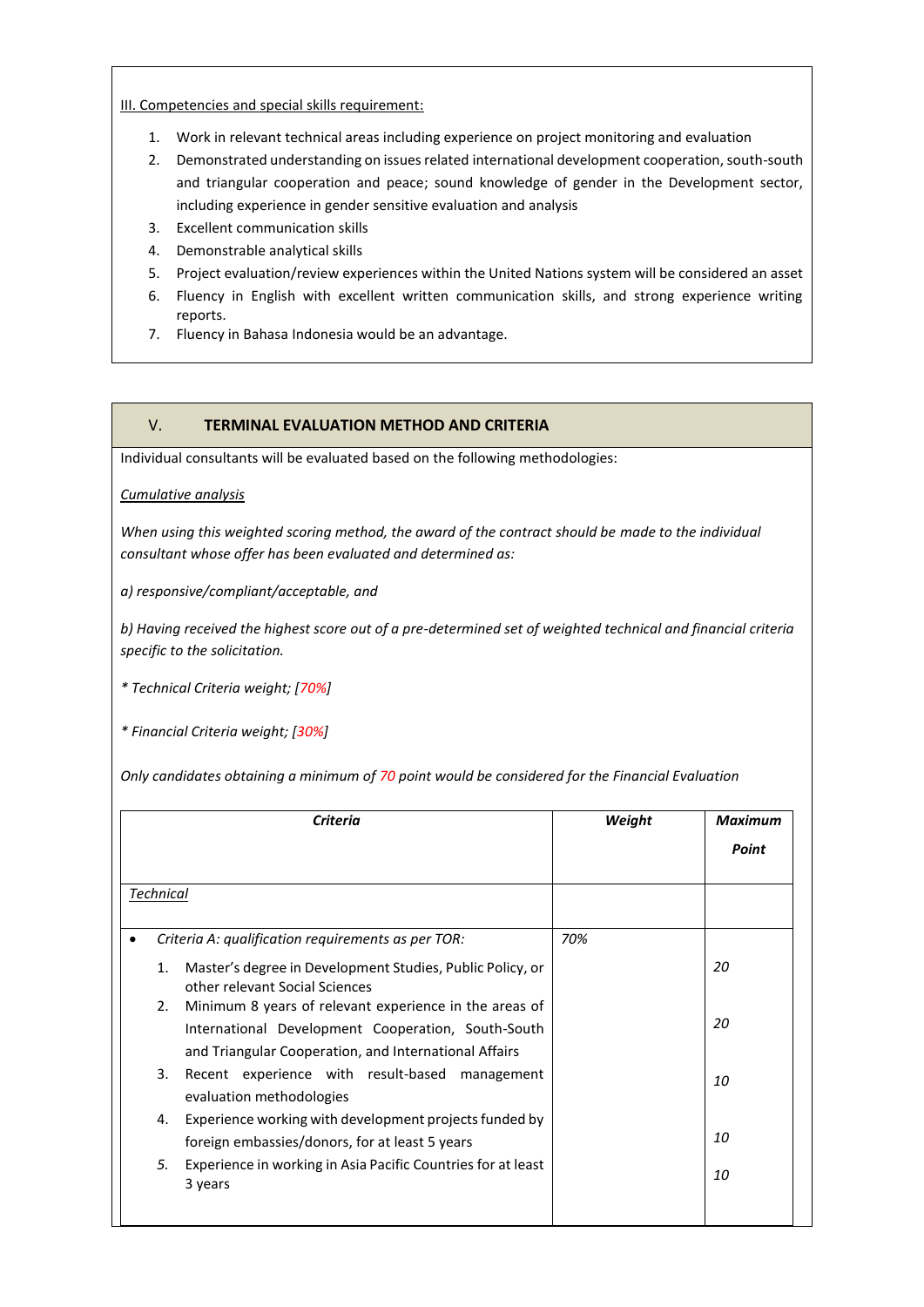III. Competencies and special skills requirement:

1. Work in relevant technical areas including experience on project monitoring and evaluation
2. Demonstrated understanding on issues related international development cooperation, south-south and triangular cooperation and peace; sound knowledge of gender in the Development sector, including experience in gender sensitive evaluation and analysis
3. Excellent communication skills
4. Demonstrable analytical skills
5. Project evaluation/review experiences within the United Nations system will be considered an asset
6. Fluency in English with excellent written communication skills, and strong experience writing reports.
7. Fluency in Bahasa Indonesia would be an advantage.

## V. TERMINAL EVALUATION METHOD AND CRITERIA

Individual consultants will be evaluated based on the following methodologies:

*Cumulative analysis*

*When using this weighted scoring method, the award of the contract should be made to the individual consultant whose offer has been evaluated and determined as:*

*a) responsive/compliant/acceptable, and*

*b) Having received the highest score out of a pre-determined set of weighted technical and financial criteria specific to the solicitation.*

** Technical Criteria weight; [70%]*

** Financial Criteria weight; [30%]*

*Only candidates obtaining a minimum of 70 point would be considered for the Financial Evaluation*

| *Criteria* | *Weight* | *Maximum Point* |
|---|---|---|
| *Technical* | | |
| • *Criteria A: qualification requirements as per TOR:* | *70%* | |
| 1. Master's degree in Development Studies, Public Policy, or other relevant Social Sciences | | *20* |
| 2. Minimum 8 years of relevant experience in the areas of International Development Cooperation, South-South and Triangular Cooperation, and International Affairs | | *20* |
| 3. Recent experience with result-based management evaluation methodologies | | *10* |
| 4. Experience working with development projects funded by foreign embassies/donors, for at least 5 years | | *10* |
| 5. Experience in working in Asia Pacific Countries for at least 3 years | | *10* |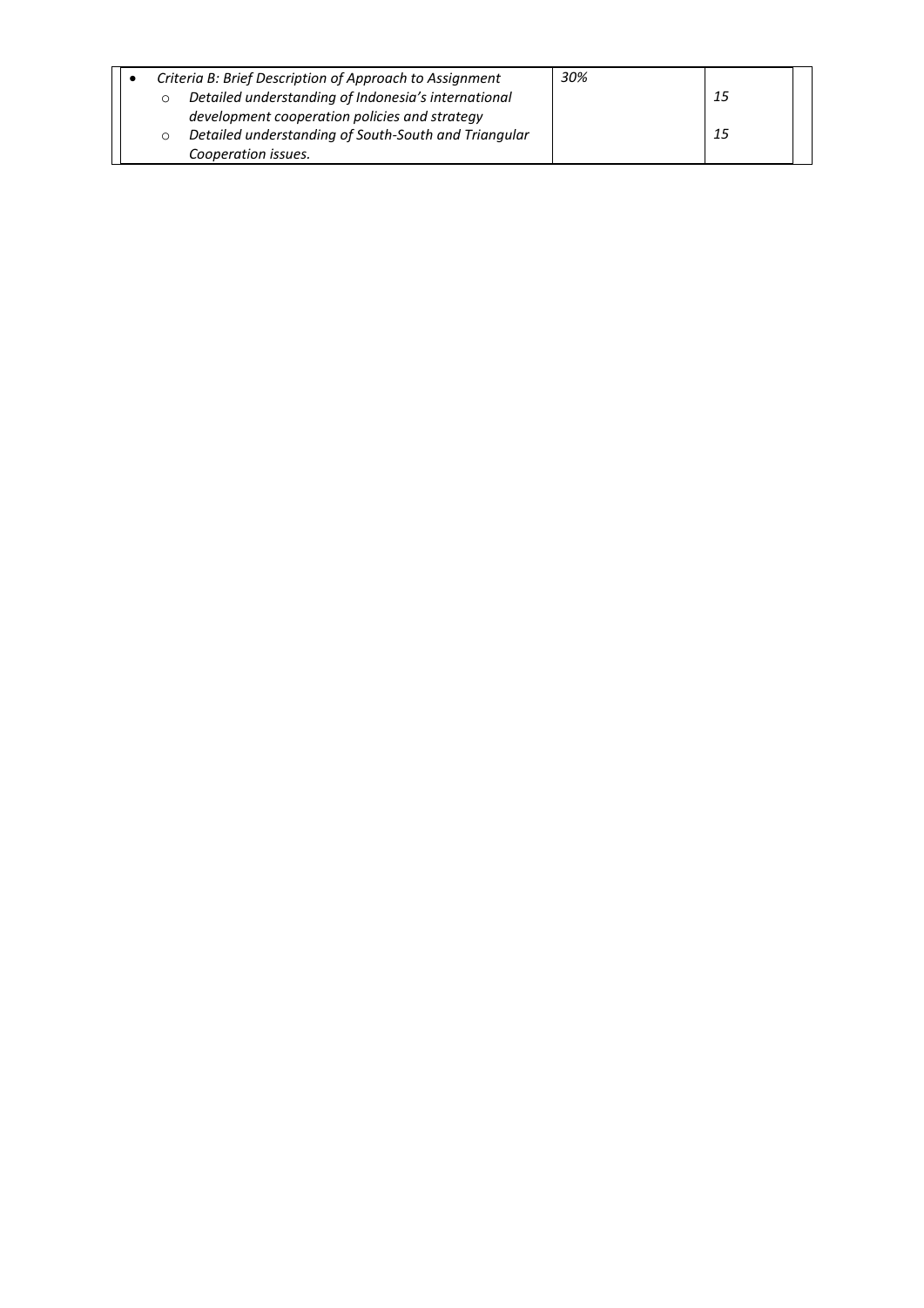| | | | |
|---|---|---|---|
| • *Criteria B: Brief Description of Approach to Assignment* | *30%* | | |
| ○ *Detailed understanding of Indonesia's international development cooperation policies and strategy* | | *15* | |
| ○ *Detailed understanding of South-South and Triangular Cooperation issues.* | | *15* | |